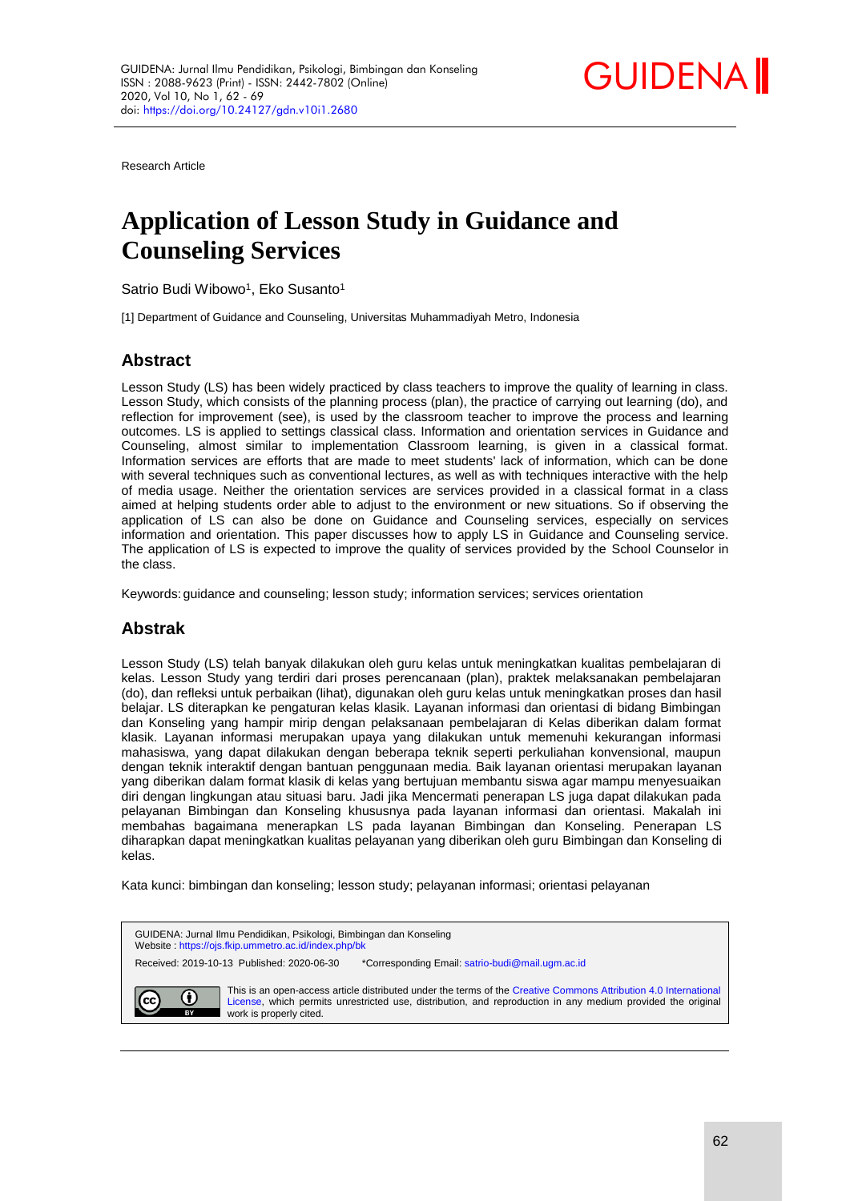Research Article

# Application of Lesson Study in Guidance and Counseling Services

Satrio Budi Wibowo[1], Eko Susanto[1]

[1] Department of Guidance and Counseling, Universitas Muhammadiyah Metro, Indonesia

## Abstract

Lesson Study (LS) has been widely practiced by class teachers to improve the quality of learning in class. Lesson Study, which consists of the planning process (plan), the practice of carrying out learning (do), and reflection for improvement (see), is used by the classroom teacher to improve the process and learning outcomes. LS is applied to settings classical class. Information and orientation services in Guidance and Counseling, almost similar to implementation Classroom learning, is given in a classical format. Information services are efforts that are made to meet students' lack of information, which can be done with several techniques such as conventional lectures, as well as with techniques interactive with the help of media usage. Neither the orientation services are services provided in a classical format in a class aimed at helping students order able to adjust to the environment or new situations. So if observing the application of LS can also be done on Guidance and Counseling services, especially on services information and orientation. This paper discusses how to apply LS in Guidance and Counseling service. The application of LS is expected to improve the quality of services provided by the School Counselor in the class.

Keywords: guidance and counseling; lesson study; information services; services orientation

## Abstrak

Lesson Study (LS) telah banyak dilakukan oleh guru kelas untuk meningkatkan kualitas pembelajaran di kelas. Lesson Study yang terdiri dari proses perencanaan (plan), praktek melaksanakan pembelajaran (do), dan refleksi untuk perbaikan (lihat), digunakan oleh guru kelas untuk meningkatkan proses dan hasil belajar. LS diterapkan ke pengaturan kelas klasik. Layanan informasi dan orientasi di bidang Bimbingan dan Konseling yang hampir mirip dengan pelaksanaan pembelajaran di Kelas diberikan dalam format klasik. Layanan informasi merupakan upaya yang dilakukan untuk memenuhi kekurangan informasi mahasiswa, yang dapat dilakukan dengan beberapa teknik seperti perkuliahan konvensional, maupun dengan teknik interaktif dengan bantuan penggunaan media. Baik layanan orientasi merupakan layanan yang diberikan dalam format klasik di kelas yang bertujuan membantu siswa agar mampu menyesuaikan diri dengan lingkungan atau situasi baru. Jadi jika Mencermati penerapan LS juga dapat dilakukan pada pelayanan Bimbingan dan Konseling khususnya pada layanan informasi dan orientasi. Makalah ini membahas bagaimana menerapkan LS pada layanan Bimbingan dan Konseling. Penerapan LS diharapkan dapat meningkatkan kualitas pelayanan yang diberikan oleh guru Bimbingan dan Konseling di kelas.

Kata kunci: bimbingan dan konseling; lesson study; pelayanan informasi; orientasi pelayanan

GUIDENA: Jurnal Ilmu Pendidikan, Psikologi, Bimbingan dan Konseling
Website : https://ojs.fkip.ummetro.ac.id/index.php/bk

Received: 2019-10-13 Published: 2020-06-30 *Corresponding Email: satrio-budi@mail.ugm.ac.id

This is an open-access article distributed under the terms of the Creative Commons Attribution 4.0 International License, which permits unrestricted use, distribution, and reproduction in any medium provided the original work is properly cited.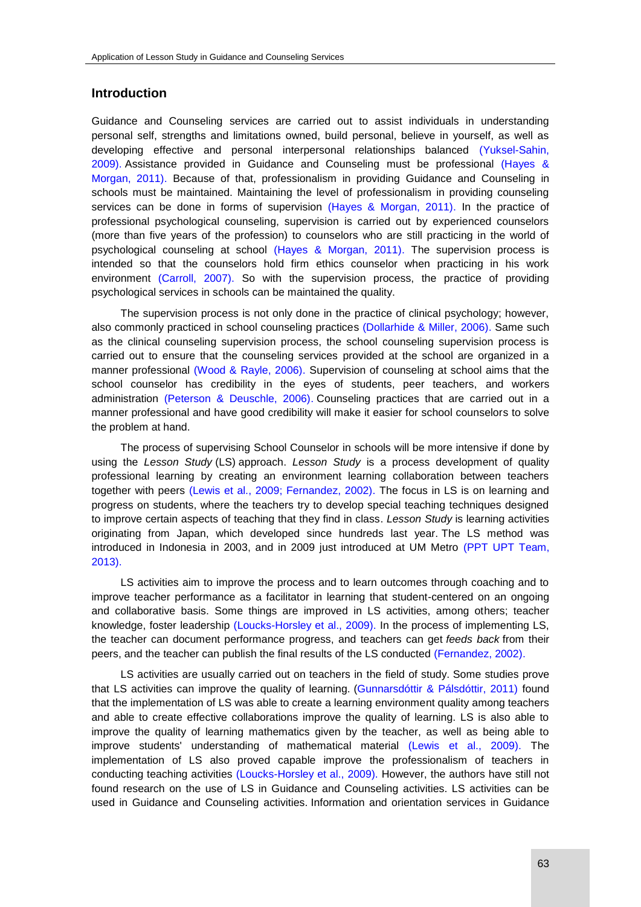## Introduction

Guidance and Counseling services are carried out to assist individuals in understanding personal self, strengths and limitations owned, build personal, believe in yourself, as well as developing effective and personal interpersonal relationships balanced (Yuksel-Sahin, 2009). Assistance provided in Guidance and Counseling must be professional (Hayes & Morgan, 2011). Because of that, professionalism in providing Guidance and Counseling in schools must be maintained. Maintaining the level of professionalism in providing counseling services can be done in forms of supervision (Hayes & Morgan, 2011). In the practice of professional psychological counseling, supervision is carried out by experienced counselors (more than five years of the profession) to counselors who are still practicing in the world of psychological counseling at school (Hayes & Morgan, 2011). The supervision process is intended so that the counselors hold firm ethics counselor when practicing in his work environment (Carroll, 2007). So with the supervision process, the practice of providing psychological services in schools can be maintained the quality.

The supervision process is not only done in the practice of clinical psychology; however, also commonly practiced in school counseling practices (Dollarhide & Miller, 2006). Same such as the clinical counseling supervision process, the school counseling supervision process is carried out to ensure that the counseling services provided at the school are organized in a manner professional (Wood & Rayle, 2006). Supervision of counseling at school aims that the school counselor has credibility in the eyes of students, peer teachers, and workers administration (Peterson & Deuschle, 2006). Counseling practices that are carried out in a manner professional and have good credibility will make it easier for school counselors to solve the problem at hand.

The process of supervising School Counselor in schools will be more intensive if done by using the *Lesson Study* (LS) approach. *Lesson Study* is a process development of quality professional learning by creating an environment learning collaboration between teachers together with peers (Lewis et al., 2009; Fernandez, 2002). The focus in LS is on learning and progress on students, where the teachers try to develop special teaching techniques designed to improve certain aspects of teaching that they find in class. *Lesson Study* is learning activities originating from Japan, which developed since hundreds last year. The LS method was introduced in Indonesia in 2003, and in 2009 just introduced at UM Metro (PPT UPT Team, 2013).

LS activities aim to improve the process and to learn outcomes through coaching and to improve teacher performance as a facilitator in learning that student-centered on an ongoing and collaborative basis. Some things are improved in LS activities, among others; teacher knowledge, foster leadership (Loucks-Horsley et al., 2009). In the process of implementing LS, the teacher can document performance progress, and teachers can get *feeds back* from their peers, and the teacher can publish the final results of the LS conducted (Fernandez, 2002).

LS activities are usually carried out on teachers in the field of study. Some studies prove that LS activities can improve the quality of learning. (Gunnarsdóttir & Pálsdóttir, 2011) found that the implementation of LS was able to create a learning environment quality among teachers and able to create effective collaborations improve the quality of learning. LS is also able to improve the quality of learning mathematics given by the teacher, as well as being able to improve students' understanding of mathematical material (Lewis et al., 2009). The implementation of LS also proved capable improve the professionalism of teachers in conducting teaching activities (Loucks-Horsley et al., 2009). However, the authors have still not found research on the use of LS in Guidance and Counseling activities. LS activities can be used in Guidance and Counseling activities. Information and orientation services in Guidance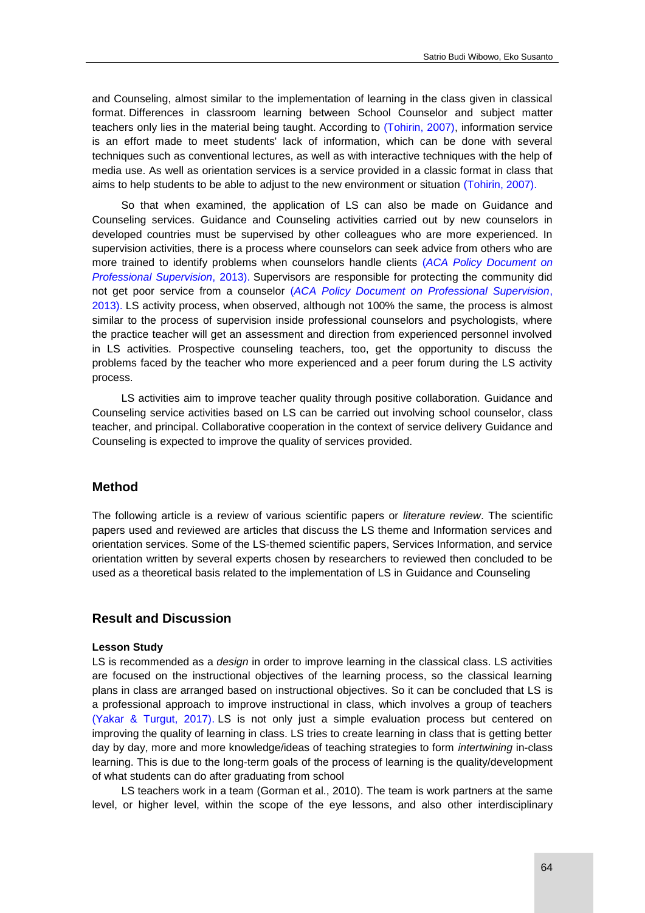and Counseling, almost similar to the implementation of learning in the class given in classical format. Differences in classroom learning between School Counselor and subject matter teachers only lies in the material being taught. According to (Tohirin, 2007), information service is an effort made to meet students' lack of information, which can be done with several techniques such as conventional lectures, as well as with interactive techniques with the help of media use. As well as orientation services is a service provided in a classic format in class that aims to help students to be able to adjust to the new environment or situation (Tohirin, 2007).

So that when examined, the application of LS can also be made on Guidance and Counseling services. Guidance and Counseling activities carried out by new counselors in developed countries must be supervised by other colleagues who are more experienced. In supervision activities, there is a process where counselors can seek advice from others who are more trained to identify problems when counselors handle clients (*ACA Policy Document on Professional Supervision*, 2013). Supervisors are responsible for protecting the community did not get poor service from a counselor (*ACA Policy Document on Professional Supervision*, 2013). LS activity process, when observed, although not 100% the same, the process is almost similar to the process of supervision inside professional counselors and psychologists, where the practice teacher will get an assessment and direction from experienced personnel involved in LS activities. Prospective counseling teachers, too, get the opportunity to discuss the problems faced by the teacher who more experienced and a peer forum during the LS activity process.

LS activities aim to improve teacher quality through positive collaboration. Guidance and Counseling service activities based on LS can be carried out involving school counselor, class teacher, and principal. Collaborative cooperation in the context of service delivery Guidance and Counseling is expected to improve the quality of services provided.

## Method

The following article is a review of various scientific papers or *literature review*. The scientific papers used and reviewed are articles that discuss the LS theme and Information services and orientation services. Some of the LS-themed scientific papers, Services Information, and service orientation written by several experts chosen by researchers to reviewed then concluded to be used as a theoretical basis related to the implementation of LS in Guidance and Counseling

## Result and Discussion

### Lesson Study

LS is recommended as a *design* in order to improve learning in the classical class. LS activities are focused on the instructional objectives of the learning process, so the classical learning plans in class are arranged based on instructional objectives. So it can be concluded that LS is a professional approach to improve instructional in class, which involves a group of teachers (Yakar & Turgut, 2017). LS is not only just a simple evaluation process but centered on improving the quality of learning in class. LS tries to create learning in class that is getting better day by day, more and more knowledge/ideas of teaching strategies to form *intertwining* in-class learning. This is due to the long-term goals of the process of learning is the quality/development of what students can do after graduating from school

LS teachers work in a team (Gorman et al., 2010). The team is work partners at the same level, or higher level, within the scope of the eye lessons, and also other interdisciplinary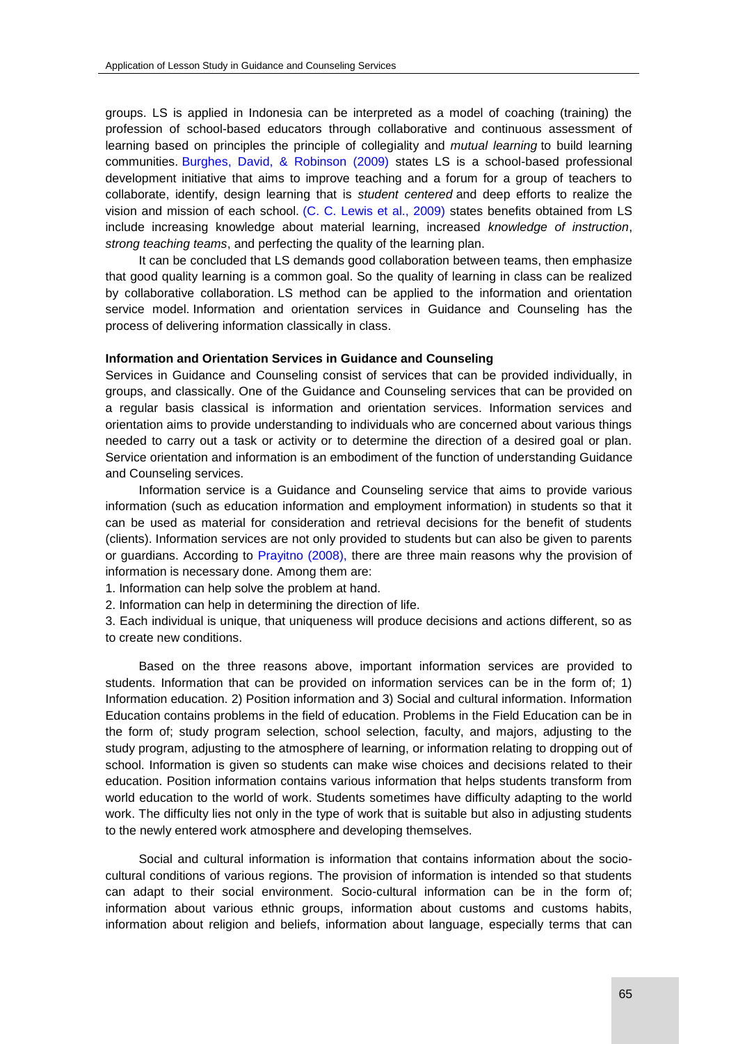groups. LS is applied in Indonesia can be interpreted as a model of coaching (training) the profession of school-based educators through collaborative and continuous assessment of learning based on principles the principle of collegiality and *mutual learning* to build learning communities. Burghes, David, & Robinson (2009) states LS is a school-based professional development initiative that aims to improve teaching and a forum for a group of teachers to collaborate, identify, design learning that is *student centered* and deep efforts to realize the vision and mission of each school. (C. C. Lewis et al., 2009) states benefits obtained from LS include increasing knowledge about material learning, increased *knowledge of instruction*, *strong teaching teams*, and perfecting the quality of the learning plan.

It can be concluded that LS demands good collaboration between teams, then emphasize that good quality learning is a common goal. So the quality of learning in class can be realized by collaborative collaboration. LS method can be applied to the information and orientation service model. Information and orientation services in Guidance and Counseling has the process of delivering information classically in class.

**Information and Orientation Services in Guidance and Counseling**

Services in Guidance and Counseling consist of services that can be provided individually, in groups, and classically. One of the Guidance and Counseling services that can be provided on a regular basis classical is information and orientation services. Information services and orientation aims to provide understanding to individuals who are concerned about various things needed to carry out a task or activity or to determine the direction of a desired goal or plan. Service orientation and information is an embodiment of the function of understanding Guidance and Counseling services.

Information service is a Guidance and Counseling service that aims to provide various information (such as education information and employment information) in students so that it can be used as material for consideration and retrieval decisions for the benefit of students (clients). Information services are not only provided to students but can also be given to parents or guardians. According to Prayitno (2008), there are three main reasons why the provision of information is necessary done. Among them are:

1. Information can help solve the problem at hand.
2. Information can help in determining the direction of life.
3. Each individual is unique, that uniqueness will produce decisions and actions different, so as to create new conditions.

Based on the three reasons above, important information services are provided to students. Information that can be provided on information services can be in the form of; 1) Information education. 2) Position information and 3) Social and cultural information. Information Education contains problems in the field of education. Problems in the Field Education can be in the form of; study program selection, school selection, faculty, and majors, adjusting to the study program, adjusting to the atmosphere of learning, or information relating to dropping out of school. Information is given so students can make wise choices and decisions related to their education. Position information contains various information that helps students transform from world education to the world of work. Students sometimes have difficulty adapting to the world work. The difficulty lies not only in the type of work that is suitable but also in adjusting students to the newly entered work atmosphere and developing themselves.

Social and cultural information is information that contains information about the socio-cultural conditions of various regions. The provision of information is intended so that students can adapt to their social environment. Socio-cultural information can be in the form of; information about various ethnic groups, information about customs and customs habits, information about religion and beliefs, information about language, especially terms that can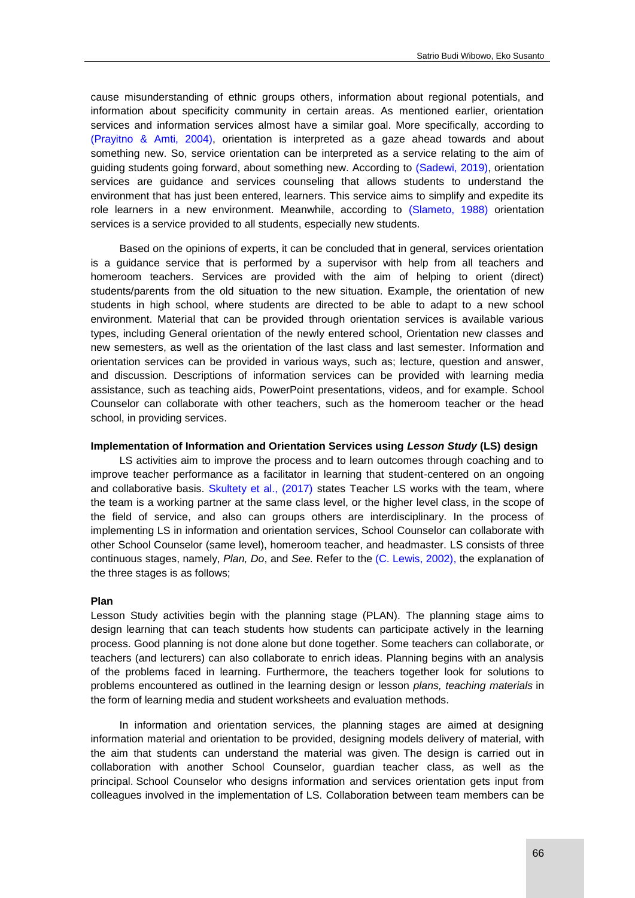cause misunderstanding of ethnic groups others, information about regional potentials, and information about specificity community in certain areas. As mentioned earlier, orientation services and information services almost have a similar goal. More specifically, according to (Prayitno & Amti, 2004), orientation is interpreted as a gaze ahead towards and about something new. So, service orientation can be interpreted as a service relating to the aim of guiding students going forward, about something new. According to (Sadewi, 2019), orientation services are guidance and services counseling that allows students to understand the environment that has just been entered, learners. This service aims to simplify and expedite its role learners in a new environment. Meanwhile, according to (Slameto, 1988) orientation services is a service provided to all students, especially new students.

Based on the opinions of experts, it can be concluded that in general, services orientation is a guidance service that is performed by a supervisor with help from all teachers and homeroom teachers. Services are provided with the aim of helping to orient (direct) students/parents from the old situation to the new situation. Example, the orientation of new students in high school, where students are directed to be able to adapt to a new school environment. Material that can be provided through orientation services is available various types, including General orientation of the newly entered school, Orientation new classes and new semesters, as well as the orientation of the last class and last semester. Information and orientation services can be provided in various ways, such as; lecture, question and answer, and discussion. Descriptions of information services can be provided with learning media assistance, such as teaching aids, PowerPoint presentations, videos, and for example. School Counselor can collaborate with other teachers, such as the homeroom teacher or the head school, in providing services.

### Implementation of Information and Orientation Services using *Lesson Study* (LS) design

LS activities aim to improve the process and to learn outcomes through coaching and to improve teacher performance as a facilitator in learning that student-centered on an ongoing and collaborative basis. Skultety et al., (2017) states Teacher LS works with the team, where the team is a working partner at the same class level, or the higher level class, in the scope of the field of service, and also can groups others are interdisciplinary. In the process of implementing LS in information and orientation services, School Counselor can collaborate with other School Counselor (same level), homeroom teacher, and headmaster. LS consists of three continuous stages, namely, *Plan, Do*, and *See.* Refer to the (C. Lewis, 2002), the explanation of the three stages is as follows;

#### Plan

Lesson Study activities begin with the planning stage (PLAN). The planning stage aims to design learning that can teach students how students can participate actively in the learning process. Good planning is not done alone but done together. Some teachers can collaborate, or teachers (and lecturers) can also collaborate to enrich ideas. Planning begins with an analysis of the problems faced in learning. Furthermore, the teachers together look for solutions to problems encountered as outlined in the learning design or lesson *plans, teaching materials* in the form of learning media and student worksheets and evaluation methods.

In information and orientation services, the planning stages are aimed at designing information material and orientation to be provided, designing models delivery of material, with the aim that students can understand the material was given. The design is carried out in collaboration with another School Counselor, guardian teacher class, as well as the principal. School Counselor who designs information and services orientation gets input from colleagues involved in the implementation of LS. Collaboration between team members can be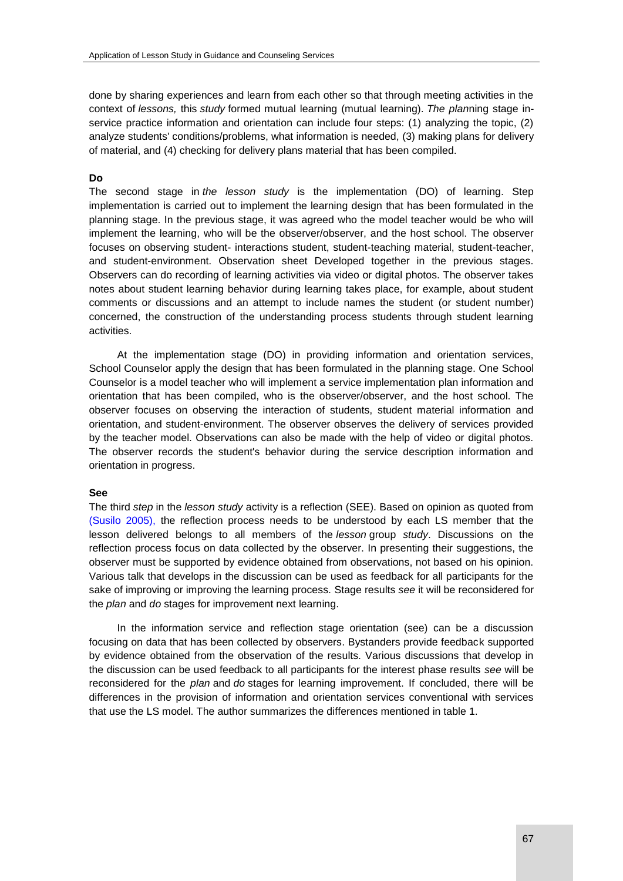done by sharing experiences and learn from each other so that through meeting activities in the context of *lessons,* this *study* formed mutual learning (mutual learning). *The plan*ning stage in-service practice information and orientation can include four steps: (1) analyzing the topic, (2) analyze students' conditions/problems, what information is needed, (3) making plans for delivery of material, and (4) checking for delivery plans material that has been compiled.

**Do**

The second stage in *the lesson study* is the implementation (DO) of learning. Step implementation is carried out to implement the learning design that has been formulated in the planning stage. In the previous stage, it was agreed who the model teacher would be who will implement the learning, who will be the observer/observer, and the host school. The observer focuses on observing student- interactions student, student-teaching material, student-teacher, and student-environment. Observation sheet Developed together in the previous stages. Observers can do recording of learning activities via video or digital photos. The observer takes notes about student learning behavior during learning takes place, for example, about student comments or discussions and an attempt to include names the student (or student number) concerned, the construction of the understanding process students through student learning activities.

At the implementation stage (DO) in providing information and orientation services, School Counselor apply the design that has been formulated in the planning stage. One School Counselor is a model teacher who will implement a service implementation plan information and orientation that has been compiled, who is the observer/observer, and the host school. The observer focuses on observing the interaction of students, student material information and orientation, and student-environment. The observer observes the delivery of services provided by the teacher model. Observations can also be made with the help of video or digital photos. The observer records the student's behavior during the service description information and orientation in progress.

**See**

The third *step* in the *lesson study* activity is a reflection (SEE). Based on opinion as quoted from (Susilo 2005), the reflection process needs to be understood by each LS member that the lesson delivered belongs to all members of the *lesson* group *study*. Discussions on the reflection process focus on data collected by the observer. In presenting their suggestions, the observer must be supported by evidence obtained from observations, not based on his opinion. Various talk that develops in the discussion can be used as feedback for all participants for the sake of improving or improving the learning process. Stage results *see* it will be reconsidered for the *plan* and *do* stages for improvement next learning.

In the information service and reflection stage orientation (see) can be a discussion focusing on data that has been collected by observers. Bystanders provide feedback supported by evidence obtained from the observation of the results. Various discussions that develop in the discussion can be used feedback to all participants for the interest phase results *see* will be reconsidered for the *plan* and *do* stages for learning improvement. If concluded, there will be differences in the provision of information and orientation services conventional with services that use the LS model. The author summarizes the differences mentioned in table 1.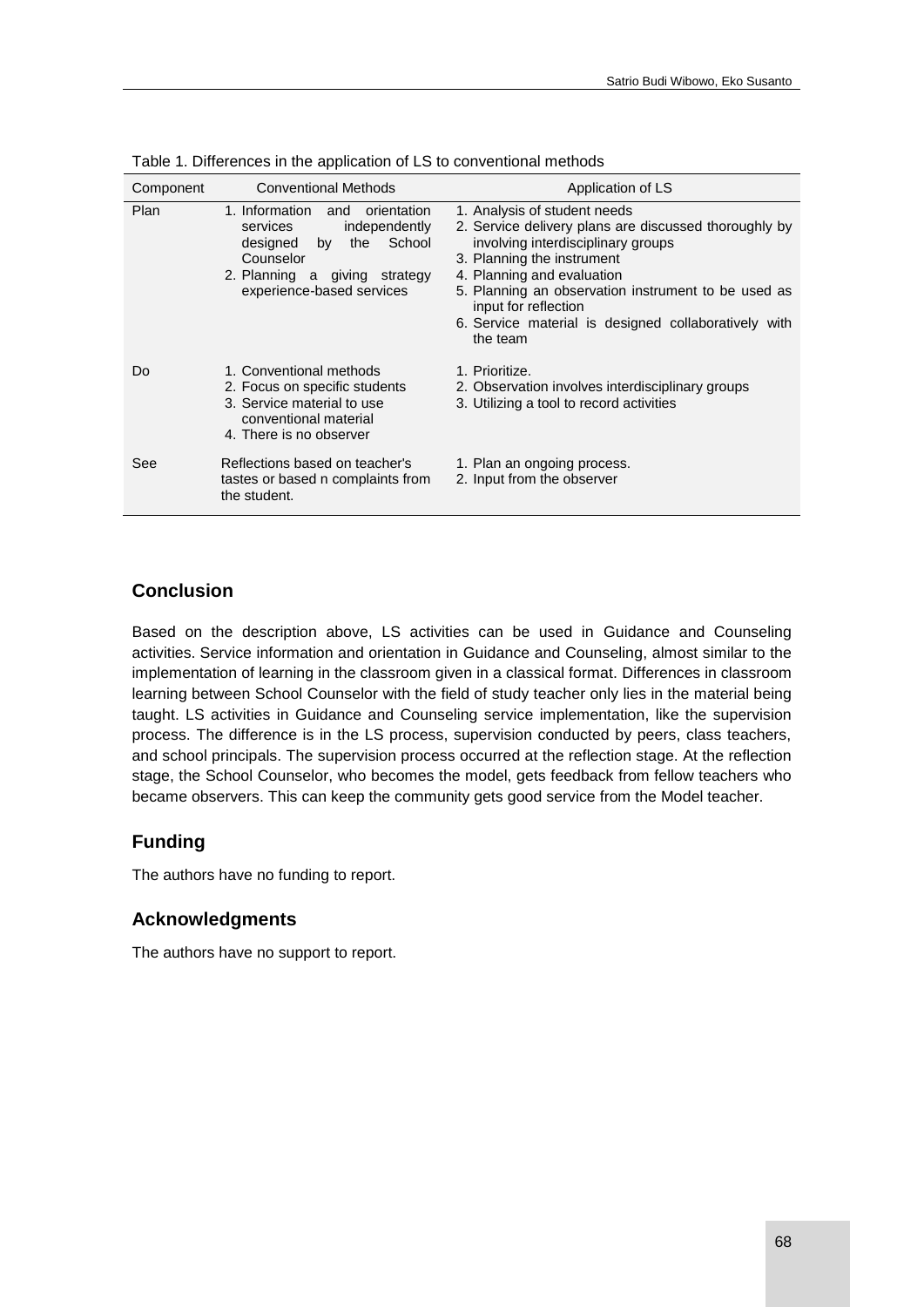Table 1. Differences in the application of LS to conventional methods

| Component | Conventional Methods | Application of LS |
| --- | --- | --- |
| Plan | 1. Information and orientation services independently designed by the School Counselor<br>2. Planning a giving strategy experience-based services | 1. Analysis of student needs<br>2. Service delivery plans are discussed thoroughly by involving interdisciplinary groups<br>3. Planning the instrument<br>4. Planning and evaluation<br>5. Planning an observation instrument to be used as input for reflection<br>6. Service material is designed collaboratively with the team |
| Do | 1. Conventional methods<br>2. Focus on specific students<br>3. Service material to use conventional material<br>4. There is no observer | 1. Prioritize.<br>2. Observation involves interdisciplinary groups<br>3. Utilizing a tool to record activities |
| See | Reflections based on teacher's tastes or based n complaints from the student. | 1. Plan an ongoing process.<br>2. Input from the observer |

## Conclusion

Based on the description above, LS activities can be used in Guidance and Counseling activities. Service information and orientation in Guidance and Counseling, almost similar to the implementation of learning in the classroom given in a classical format. Differences in classroom learning between School Counselor with the field of study teacher only lies in the material being taught. LS activities in Guidance and Counseling service implementation, like the supervision process. The difference is in the LS process, supervision conducted by peers, class teachers, and school principals. The supervision process occurred at the reflection stage. At the reflection stage, the School Counselor, who becomes the model, gets feedback from fellow teachers who became observers. This can keep the community gets good service from the Model teacher.

## Funding

The authors have no funding to report.

## Acknowledgments

The authors have no support to report.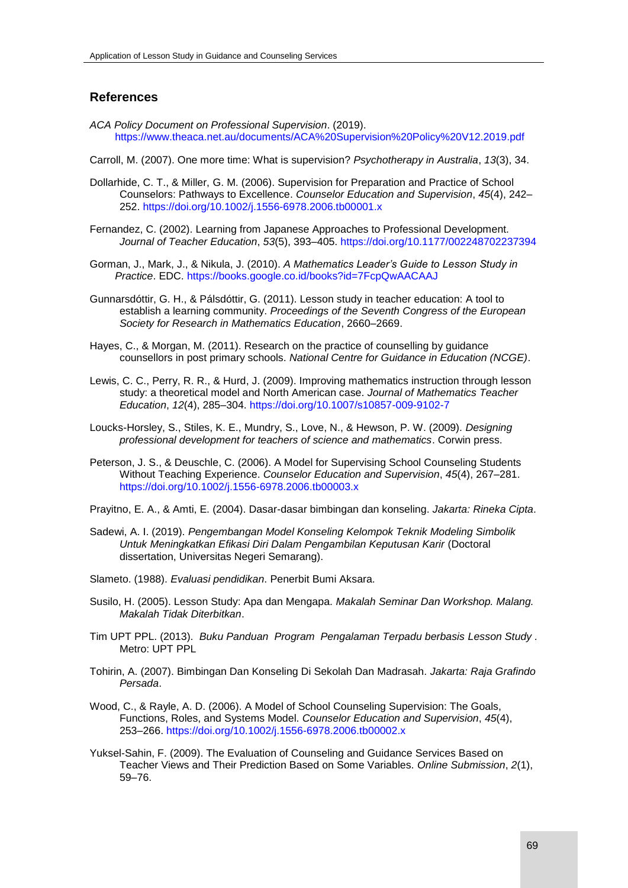## References

*ACA Policy Document on Professional Supervision*. (2019). https://www.theaca.net.au/documents/ACA%20Supervision%20Policy%20V12.2019.pdf

Carroll, M. (2007). One more time: What is supervision? *Psychotherapy in Australia*, *13*(3), 34.

Dollarhide, C. T., & Miller, G. M. (2006). Supervision for Preparation and Practice of School Counselors: Pathways to Excellence. *Counselor Education and Supervision*, *45*(4), 242–252. https://doi.org/10.1002/j.1556-6978.2006.tb00001.x

Fernandez, C. (2002). Learning from Japanese Approaches to Professional Development. *Journal of Teacher Education*, *53*(5), 393–405. https://doi.org/10.1177/002248702237394

Gorman, J., Mark, J., & Nikula, J. (2010). *A Mathematics Leader's Guide to Lesson Study in Practice*. EDC. https://books.google.co.id/books?id=7FcpQwAACAAJ

Gunnarsdóttir, G. H., & Pálsdóttir, G. (2011). Lesson study in teacher education: A tool to establish a learning community. *Proceedings of the Seventh Congress of the European Society for Research in Mathematics Education*, 2660–2669.

Hayes, C., & Morgan, M. (2011). Research on the practice of counselling by guidance counsellors in post primary schools. *National Centre for Guidance in Education (NCGE)*.

Lewis, C. C., Perry, R. R., & Hurd, J. (2009). Improving mathematics instruction through lesson study: a theoretical model and North American case. *Journal of Mathematics Teacher Education*, *12*(4), 285–304. https://doi.org/10.1007/s10857-009-9102-7

Loucks-Horsley, S., Stiles, K. E., Mundry, S., Love, N., & Hewson, P. W. (2009). *Designing professional development for teachers of science and mathematics*. Corwin press.

Peterson, J. S., & Deuschle, C. (2006). A Model for Supervising School Counseling Students Without Teaching Experience. *Counselor Education and Supervision*, *45*(4), 267–281. https://doi.org/10.1002/j.1556-6978.2006.tb00003.x

Prayitno, E. A., & Amti, E. (2004). Dasar-dasar bimbingan dan konseling. *Jakarta: Rineka Cipta*.

Sadewi, A. I. (2019). *Pengembangan Model Konseling Kelompok Teknik Modeling Simbolik Untuk Meningkatkan Efikasi Diri Dalam Pengambilan Keputusan Karir* (Doctoral dissertation, Universitas Negeri Semarang).

Slameto. (1988). *Evaluasi pendidikan*. Penerbit Bumi Aksara.

Susilo, H. (2005). Lesson Study: Apa dan Mengapa. *Makalah Seminar Dan Workshop. Malang. Makalah Tidak Diterbitkan*.

Tim UPT PPL. (2013). *Buku Panduan Program Pengalaman Terpadu berbasis Lesson Study* . Metro: UPT PPL

Tohirin, A. (2007). Bimbingan Dan Konseling Di Sekolah Dan Madrasah. *Jakarta: Raja Grafindo Persada*.

Wood, C., & Rayle, A. D. (2006). A Model of School Counseling Supervision: The Goals, Functions, Roles, and Systems Model. *Counselor Education and Supervision*, *45*(4), 253–266. https://doi.org/10.1002/j.1556-6978.2006.tb00002.x

Yuksel-Sahin, F. (2009). The Evaluation of Counseling and Guidance Services Based on Teacher Views and Their Prediction Based on Some Variables. *Online Submission*, *2*(1), 59–76.